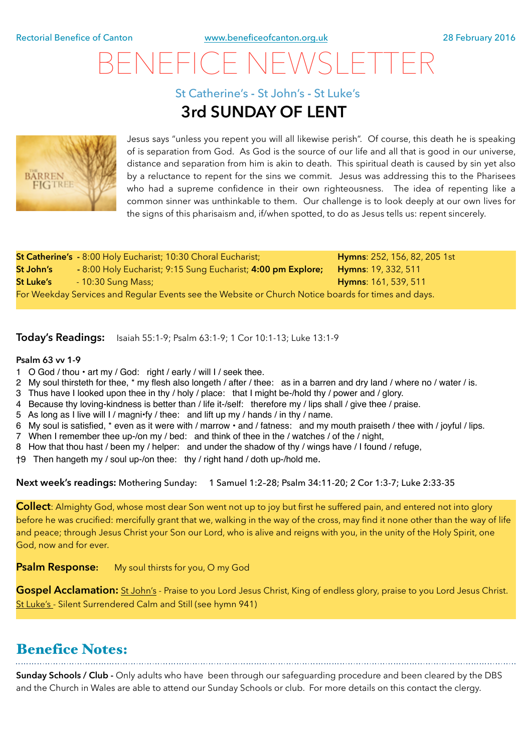Rectorial Benefice of Canton www.beneficeofcanton.org.uk 28 February 2016

# BENEFICE NEWSLETTER

## St Catherine's - St John's - St Luke's

## 3rd SUNDAY OF LENT

Jesus says "unless you repent you will all likewise perish". Of course, this death he is speaking of is separation from God. As God is the source of our life and all that is good in our universe, distance and separation from him is akin to death. This spiritual death is caused by sin yet also by a reluctance to repent for the sins we commit. Jesus was addressing this to the Pharisees who had a supreme confidence in their own righteousness. The idea of repenting like a common sinner was unthinkable to them. Our challenge is to look deeply at our own lives for the signs of this pharisaism and, if/when spotted, to do as Jesus tells us: repent sincerely.

| | | |
|---|---|---|
| **St Catherine's** | - 8:00 Holy Eucharist; 10:30 Choral Eucharist; | **Hymns**: 252, 156, 82, 205 1st |
| **St John's** | - 8:00 Holy Eucharist; 9:15 Sung Eucharist; **4:00 pm Explore;** | **Hymns**: 19, 332, 511 |
| **St Luke's** | - 10:30 Sung Mass; | **Hymns**: 161, 539, 511 |

For Weekday Services and Regular Events see the Website or Church Notice boards for times and days.

**Today's Readings:** Isaiah 55:1-9; Psalm 63:1-9; 1 Cor 10:1-13; Luke 13:1-9

**Psalm 63 vv 1-9**

1 O God / thou • art my / God: right / early / will I / seek thee.
2 My soul thirsteth for thee, * my flesh also longeth / after / thee: as in a barren and dry land / where no / water / is.
3 Thus have I looked upon thee in thy / holy / place: that I might be-/hold thy / power and / glory.
4 Because thy loving-kindness is better than / life it-/self: therefore my / lips shall / give thee / praise.
5 As long as I live will I / magni•fy / thee: and lift up my / hands / in thy / name.
6 My soul is satisfied, * even as it were with / marrow • and / fatness: and my mouth praiseth / thee with / joyful / lips.
7 When I remember thee up-/on my / bed: and think of thee in the / watches / of the / night,
8 How that thou hast / been my / helper: and under the shadow of thy / wings have / I found / refuge,
†9 Then hangeth my / soul up-/on thee: thy / right hand / doth up-/hold me.

**Next week's readings:** Mothering Sunday: 1 Samuel 1:2–28; Psalm 34:11-20; 2 Cor 1:3-7; Luke 2:33-35

**Collect**: Almighty God, whose most dear Son went not up to joy but first he suffered pain, and entered not into glory before he was crucified: mercifully grant that we, walking in the way of the cross, may find it none other than the way of life and peace; through Jesus Christ your Son our Lord, who is alive and reigns with you, in the unity of the Holy Spirit, one God, now and for ever.

**Psalm Response:** My soul thirsts for you, O my God

**Gospel Acclamation:** St John's - Praise to you Lord Jesus Christ, King of endless glory, praise to you Lord Jesus Christ. St Luke's - Silent Surrendered Calm and Still (see hymn 941)

## Benefice Notes:

**Sunday Schools / Club -** Only adults who have been through our safeguarding procedure and been cleared by the DBS and the Church in Wales are able to attend our Sunday Schools or club. For more details on this contact the clergy.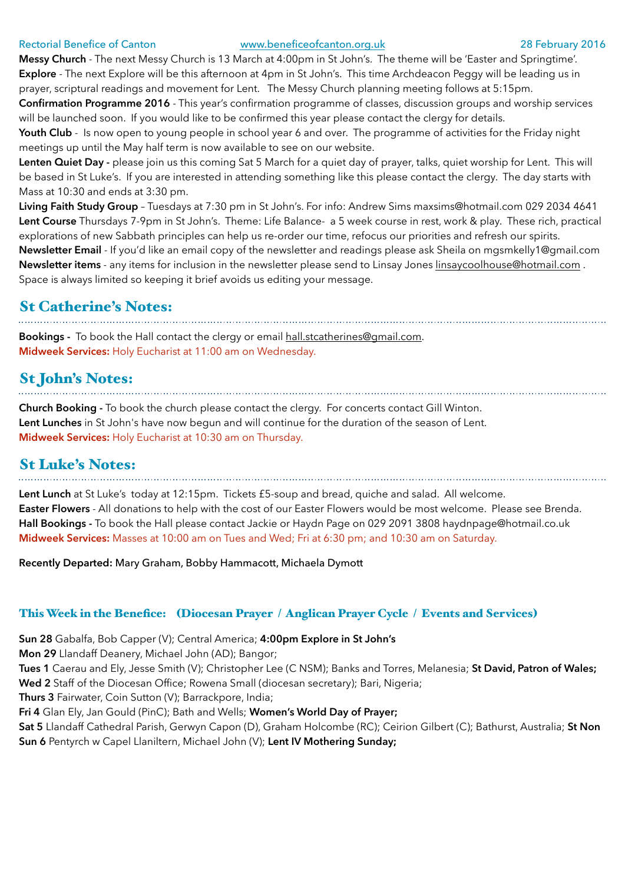**Messy Church** - The next Messy Church is 13 March at 4:00pm in St John's. The theme will be 'Easter and Springtime'.
**Explore** - The next Explore will be this afternoon at 4pm in St John's. This time Archdeacon Peggy will be leading us in prayer, scriptural readings and movement for Lent. The Messy Church planning meeting follows at 5:15pm.
**Confirmation Programme 2016** - This year's confirmation programme of classes, discussion groups and worship services will be launched soon. If you would like to be confirmed this year please contact the clergy for details.
**Youth Club** - Is now open to young people in school year 6 and over. The programme of activities for the Friday night meetings up until the May half term is now available to see on our website.
**Lenten Quiet Day -** please join us this coming Sat 5 March for a quiet day of prayer, talks, quiet worship for Lent. This will be based in St Luke's. If you are interested in attending something like this please contact the clergy. The day starts with Mass at 10:30 and ends at 3:30 pm.
**Living Faith Study Group** – Tuesdays at 7:30 pm in St John's. For info: Andrew Sims maxsims@hotmail.com 029 2034 4641
**Lent Course** Thursdays 7-9pm in St John's. Theme: Life Balance- a 5 week course in rest, work & play. These rich, practical explorations of new Sabbath principles can help us re-order our time, refocus our priorities and refresh our spirits.
**Newsletter Email** - If you'd like an email copy of the newsletter and readings please ask Sheila on mgsmkelly1@gmail.com
**Newsletter items** - any items for inclusion in the newsletter please send to Linsay Jones linsaycoolhouse@hotmail.com . Space is always limited so keeping it brief avoids us editing your message.

## St Catherine's Notes:

**Bookings -** To book the Hall contact the clergy or email hall.stcatherines@gmail.com.
**Midweek Services:** Holy Eucharist at 11:00 am on Wednesday.

## St John's Notes:

**Church Booking -** To book the church please contact the clergy. For concerts contact Gill Winton.
**Lent Lunches** in St John's have now begun and will continue for the duration of the season of Lent.
**Midweek Services:** Holy Eucharist at 10:30 am on Thursday.

## St Luke's Notes:

**Lent Lunch** at St Luke's today at 12:15pm. Tickets £5-soup and bread, quiche and salad. All welcome.
**Easter Flowers** - All donations to help with the cost of our Easter Flowers would be most welcome. Please see Brenda.
**Hall Bookings -** To book the Hall please contact Jackie or Haydn Page on 029 2091 3808 haydnpage@hotmail.co.uk
**Midweek Services:** Masses at 10:00 am on Tues and Wed; Fri at 6:30 pm; and 10:30 am on Saturday.

**Recently Departed:** Mary Graham, Bobby Hammacott, Michaela Dymott

### This Week in the Benefice: (Diocesan Prayer / Anglican Prayer Cycle / Events and Services)

**Sun 28** Gabalfa, Bob Capper (V); Central America; **4:00pm Explore in St John's**
**Mon 29** Llandaff Deanery, Michael John (AD); Bangor;
**Tues 1** Caerau and Ely, Jesse Smith (V); Christopher Lee (C NSM); Banks and Torres, Melanesia; **St David, Patron of Wales;**
**Wed 2** Staff of the Diocesan Office; Rowena Small (diocesan secretary); Bari, Nigeria;
**Thurs 3** Fairwater, Coin Sutton (V); Barrackpore, India;
**Fri 4** Glan Ely, Jan Gould (PinC); Bath and Wells; **Women's World Day of Prayer;**
**Sat 5** Llandaff Cathedral Parish, Gerwyn Capon (D), Graham Holcombe (RC); Ceirion Gilbert (C); Bathurst, Australia; **St Non**
**Sun 6** Pentyrch w Capel Llaniltern, Michael John (V); **Lent IV Mothering Sunday;**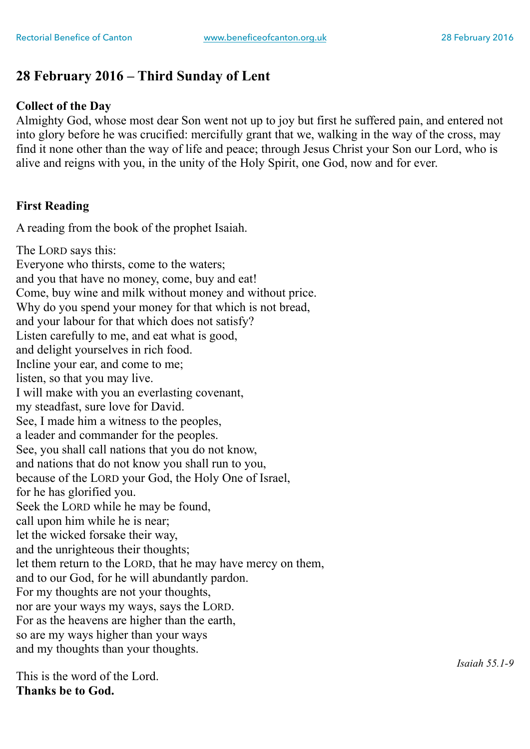## 28 February 2016 – Third Sunday of Lent

**Collect of the Day**
Almighty God, whose most dear Son went not up to joy but first he suffered pain, and entered not into glory before he was crucified: mercifully grant that we, walking in the way of the cross, may find it none other than the way of life and peace; through Jesus Christ your Son our Lord, who is alive and reigns with you, in the unity of the Holy Spirit, one God, now and for ever.

**First Reading**

A reading from the book of the prophet Isaiah.

The LORD says this:
Everyone who thirsts, come to the waters;
and you that have no money, come, buy and eat!
Come, buy wine and milk without money and without price.
Why do you spend your money for that which is not bread,
and your labour for that which does not satisfy?
Listen carefully to me, and eat what is good,
and delight yourselves in rich food.
Incline your ear, and come to me;
listen, so that you may live.
I will make with you an everlasting covenant,
my steadfast, sure love for David.
See, I made him a witness to the peoples,
a leader and commander for the peoples.
See, you shall call nations that you do not know,
and nations that do not know you shall run to you,
because of the LORD your God, the Holy One of Israel,
for he has glorified you.
Seek the LORD while he may be found,
call upon him while he is near;
let the wicked forsake their way,
and the unrighteous their thoughts;
let them return to the LORD, that he may have mercy on them,
and to our God, for he will abundantly pardon.
For my thoughts are not your thoughts,
nor are your ways my ways, says the LORD.
For as the heavens are higher than the earth,
so are my ways higher than your ways
and my thoughts than your thoughts.

*Isaiah 55.1-9*

This is the word of the Lord.
**Thanks be to God.**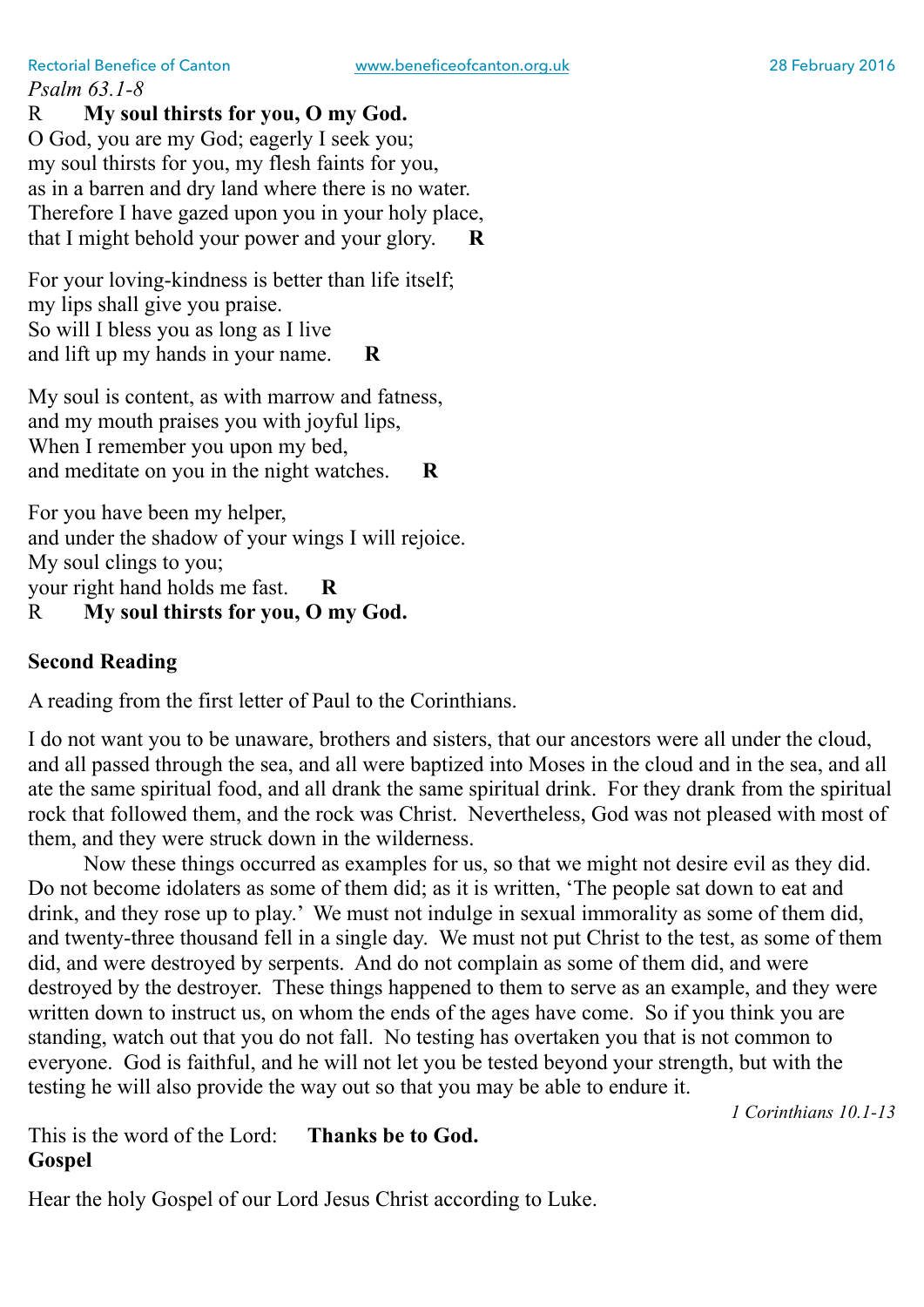*Psalm 63.1-8*

R **My soul thirsts for you, O my God.**

O God, you are my God; eagerly I seek you;  
my soul thirsts for you, my flesh faints for you,  
as in a barren and dry land where there is no water.  
Therefore I have gazed upon you in your holy place,  
that I might behold your power and your glory. **R**

For your loving-kindness is better than life itself;  
my lips shall give you praise.  
So will I bless you as long as I live  
and lift up my hands in your name. **R**

My soul is content, as with marrow and fatness,  
and my mouth praises you with joyful lips,  
When I remember you upon my bed,  
and meditate on you in the night watches. **R**

For you have been my helper,  
and under the shadow of your wings I will rejoice.  
My soul clings to you;  
your right hand holds me fast. **R**

R **My soul thirsts for you, O my God.**

**Second Reading**

A reading from the first letter of Paul to the Corinthians.

I do not want you to be unaware, brothers and sisters, that our ancestors were all under the cloud, and all passed through the sea, and all were baptized into Moses in the cloud and in the sea, and all ate the same spiritual food, and all drank the same spiritual drink. For they drank from the spiritual rock that followed them, and the rock was Christ. Nevertheless, God was not pleased with most of them, and they were struck down in the wilderness.

Now these things occurred as examples for us, so that we might not desire evil as they did. Do not become idolaters as some of them did; as it is written, 'The people sat down to eat and drink, and they rose up to play.' We must not indulge in sexual immorality as some of them did, and twenty-three thousand fell in a single day. We must not put Christ to the test, as some of them did, and were destroyed by serpents. And do not complain as some of them did, and were destroyed by the destroyer. These things happened to them to serve as an example, and they were written down to instruct us, on whom the ends of the ages have come. So if you think you are standing, watch out that you do not fall. No testing has overtaken you that is not common to everyone. God is faithful, and he will not let you be tested beyond your strength, but with the testing he will also provide the way out so that you may be able to endure it.

*1 Corinthians 10.1-13*

This is the word of the Lord: **Thanks be to God.**

**Gospel**

Hear the holy Gospel of our Lord Jesus Christ according to Luke.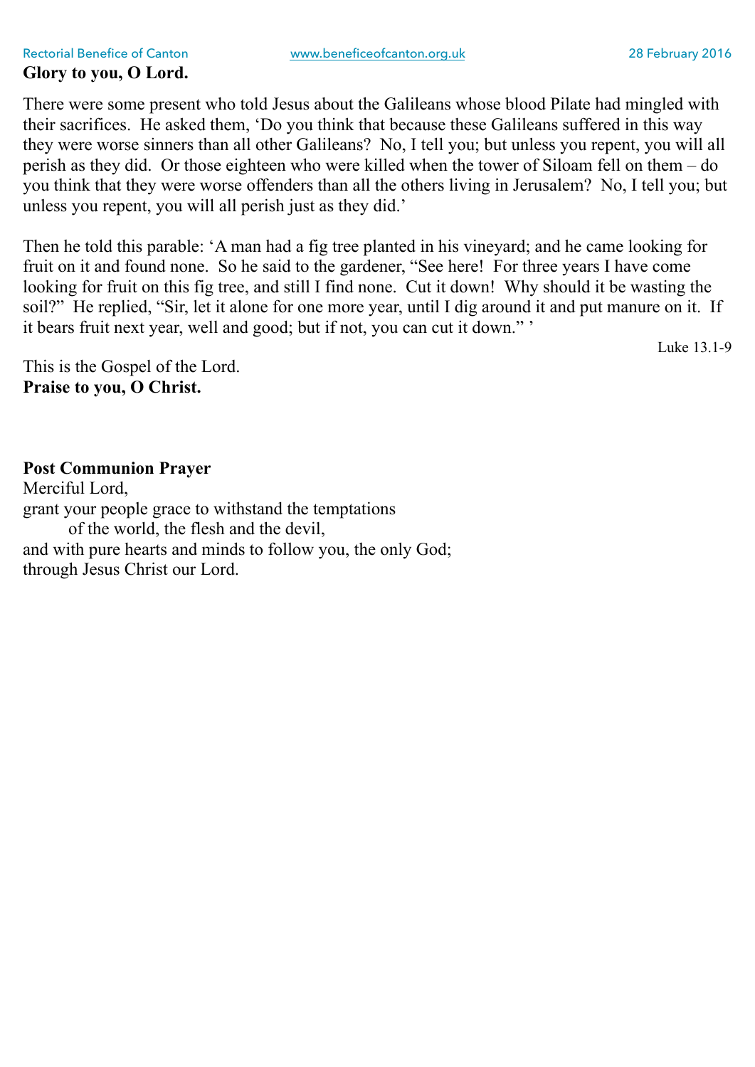**Glory to you, O Lord.**

There were some present who told Jesus about the Galileans whose blood Pilate had mingled with their sacrifices. He asked them, ‘Do you think that because these Galileans suffered in this way they were worse sinners than all other Galileans? No, I tell you; but unless you repent, you will all perish as they did. Or those eighteen who were killed when the tower of Siloam fell on them – do you think that they were worse offenders than all the others living in Jerusalem? No, I tell you; but unless you repent, you will all perish just as they did.’

Then he told this parable: ‘A man had a fig tree planted in his vineyard; and he came looking for fruit on it and found none. So he said to the gardener, “See here! For three years I have come looking for fruit on this fig tree, and still I find none. Cut it down! Why should it be wasting the soil?” He replied, “Sir, let it alone for one more year, until I dig around it and put manure on it. If it bears fruit next year, well and good; but if not, you can cut it down.” ’

Luke 13.1-9

This is the Gospel of the Lord.
**Praise to you, O Christ.**

**Post Communion Prayer**

Merciful Lord,
grant your people grace to withstand the temptations
    of the world, the flesh and the devil,
and with pure hearts and minds to follow you, the only God;
through Jesus Christ our Lord.